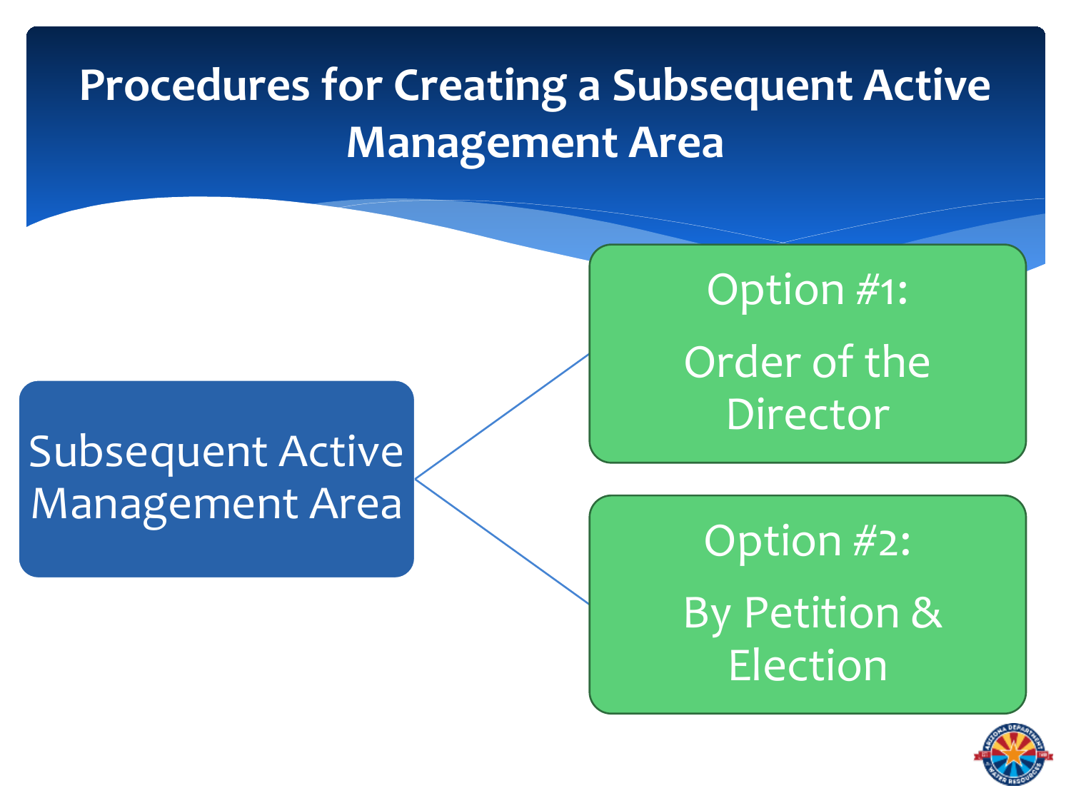# Procedures for Creating a Subsequent Active Management Area

Subsequent Active Management Area

- Option #1: Order of the Director
- Option #2: By Petition & Election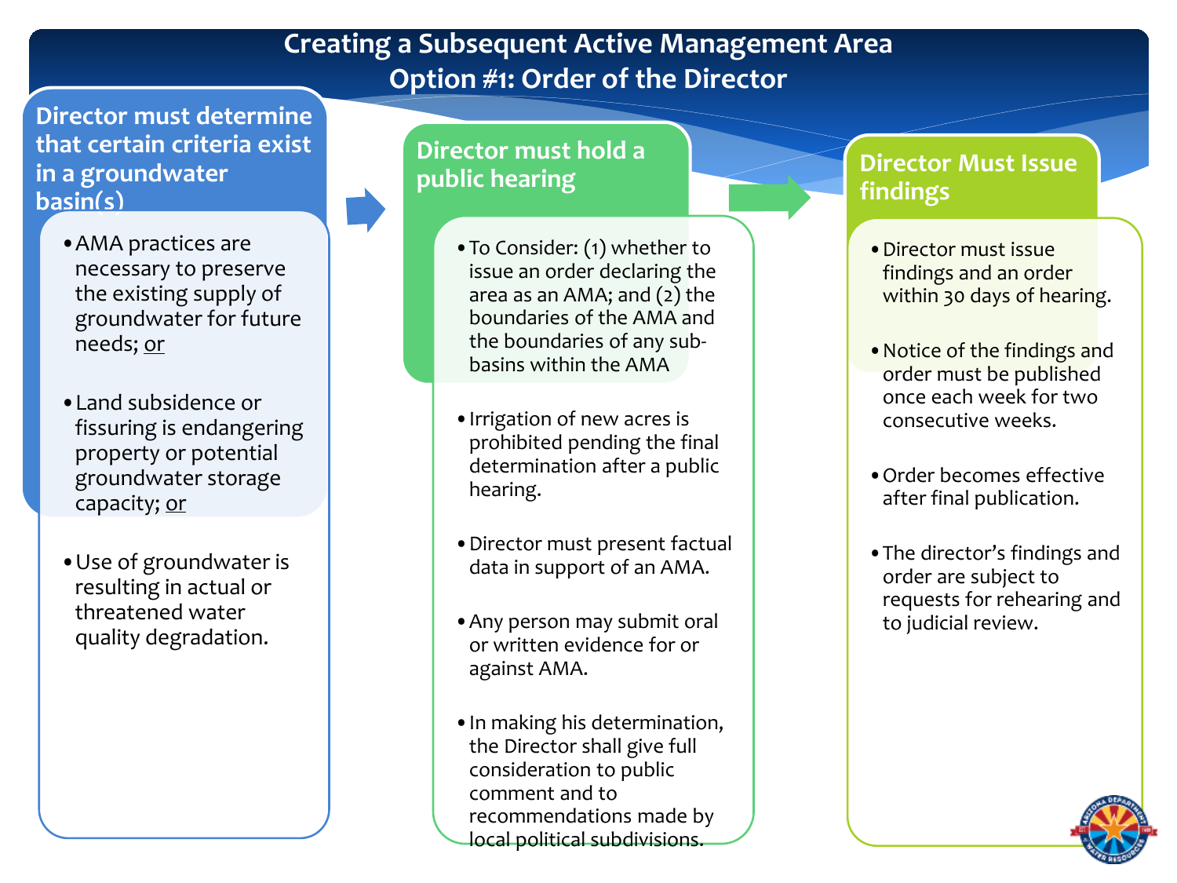# Creating a Subsequent Active Management Area
## Option #1: Order of the Director

### Director must determine that certain criteria exist in a groundwater basin(s)

- AMA practices are necessary to preserve the existing supply of groundwater for future needs; or
- Land subsidence or fissuring is endangering property or potential groundwater storage capacity; or
- Use of groundwater is resulting in actual or threatened water quality degradation.

### Director must hold a public hearing

- To Consider: (1) whether to issue an order declaring the area as an AMA; and (2) the boundaries of the AMA and the boundaries of any sub-basins within the AMA
- Irrigation of new acres is prohibited pending the final determination after a public hearing.
- Director must present factual data in support of an AMA.
- Any person may submit oral or written evidence for or against AMA.
- In making his determination, the Director shall give full consideration to public comment and to recommendations made by local political subdivisions.

### Director Must Issue findings

- Director must issue findings and an order within 30 days of hearing.
- Notice of the findings and order must be published once each week for two consecutive weeks.
- Order becomes effective after final publication.
- The director's findings and order are subject to requests for rehearing and to judicial review.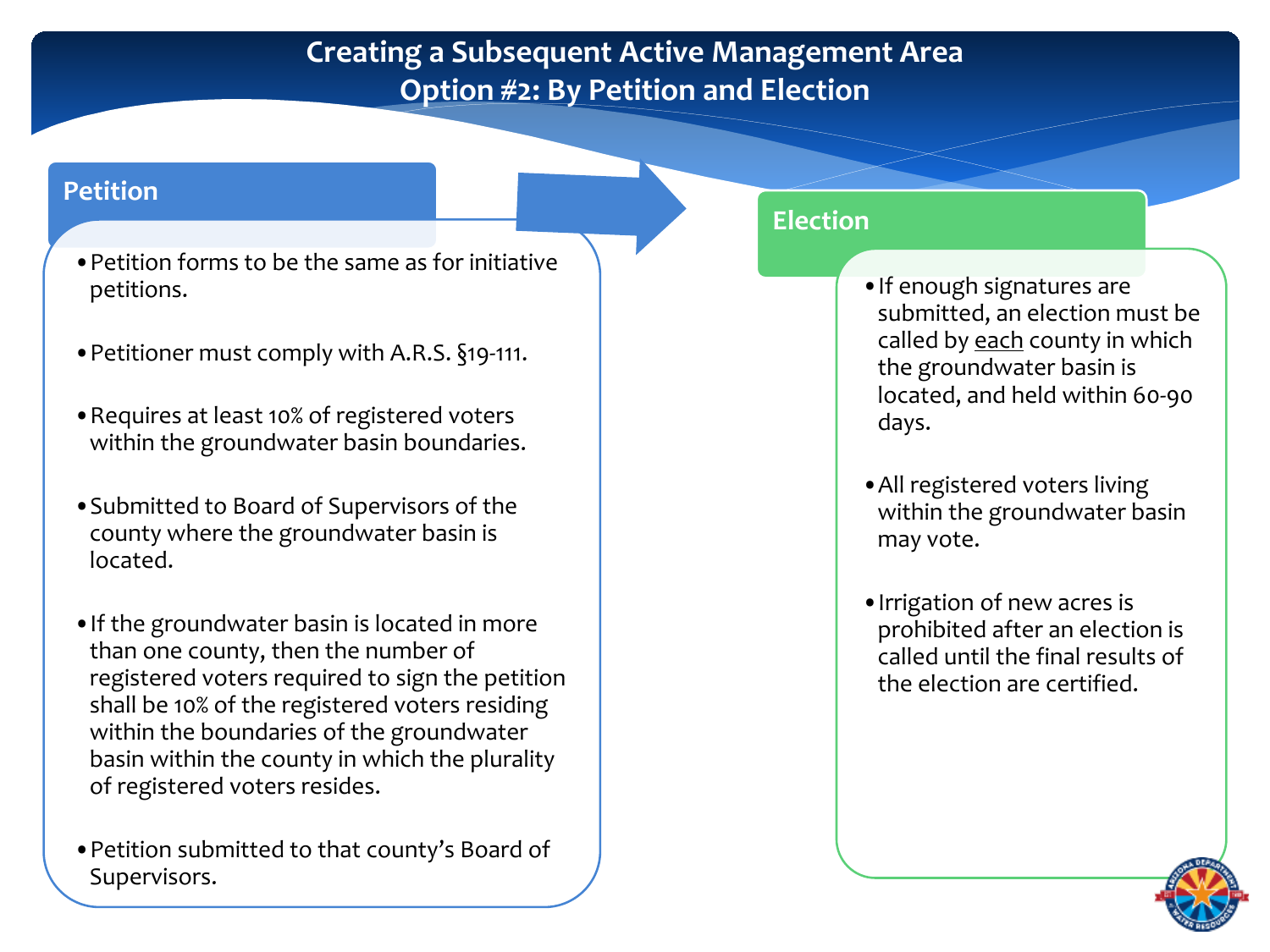# Creating a Subsequent Active Management Area
# Option #2: By Petition and Election

## Petition

- Petition forms to be the same as for initiative petitions.
- Petitioner must comply with A.R.S. §19-111.
- Requires at least 10% of registered voters within the groundwater basin boundaries.
- Submitted to Board of Supervisors of the county where the groundwater basin is located.
- If the groundwater basin is located in more than one county, then the number of registered voters required to sign the petition shall be 10% of the registered voters residing within the boundaries of the groundwater basin within the county in which the plurality of registered voters resides.
- Petition submitted to that county's Board of Supervisors.

## Election

- If enough signatures are submitted, an election must be called by each county in which the groundwater basin is located, and held within 60-90 days.
- All registered voters living within the groundwater basin may vote.
- Irrigation of new acres is prohibited after an election is called until the final results of the election are certified.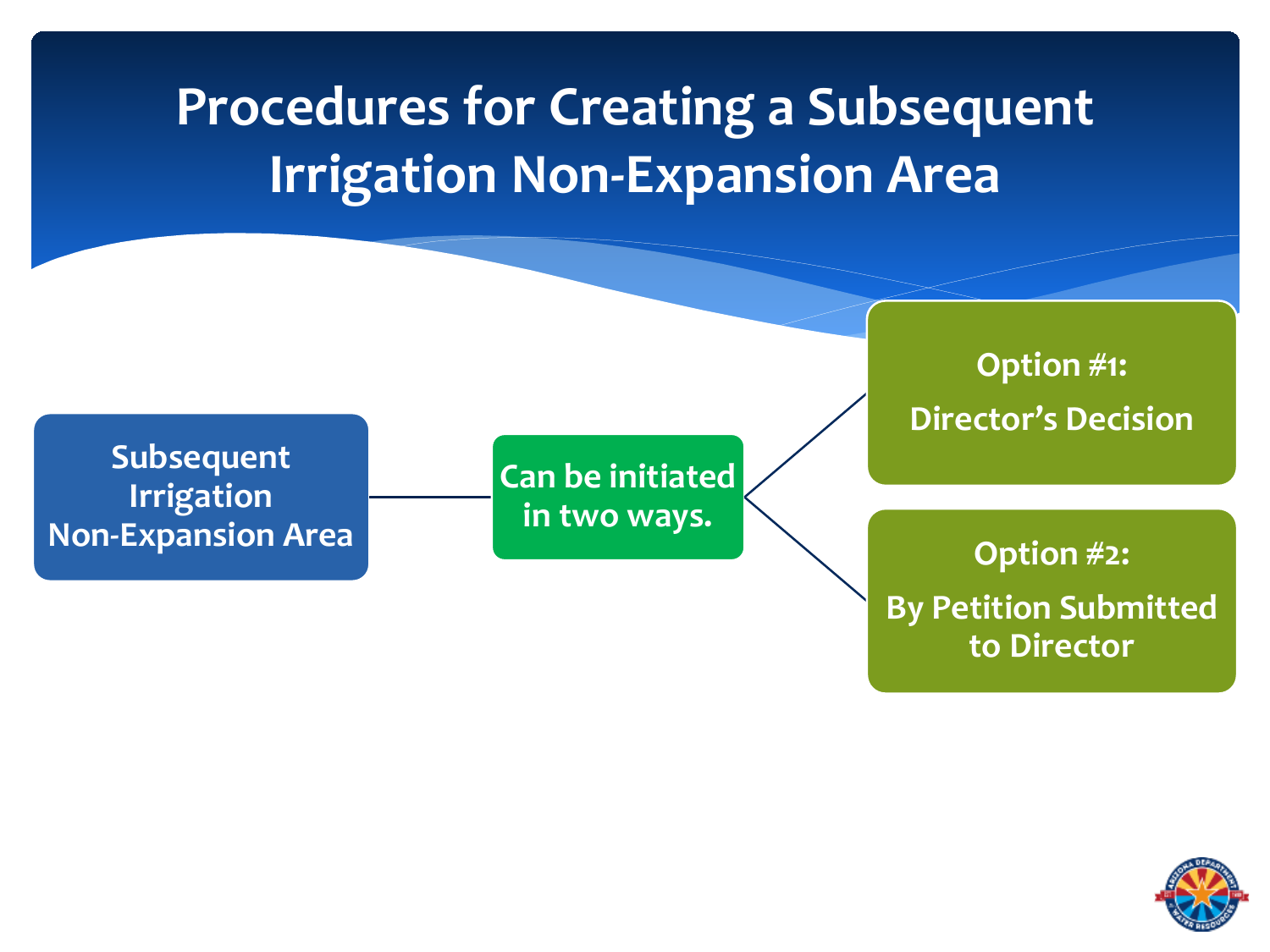# Procedures for Creating a Subsequent Irrigation Non-Expansion Area

**Subsequent Irrigation Non-Expansion Area**

**Can be initiated in two ways.**

- **Option #1:** **Director's Decision**
- **Option #2:** **By Petition Submitted to Director**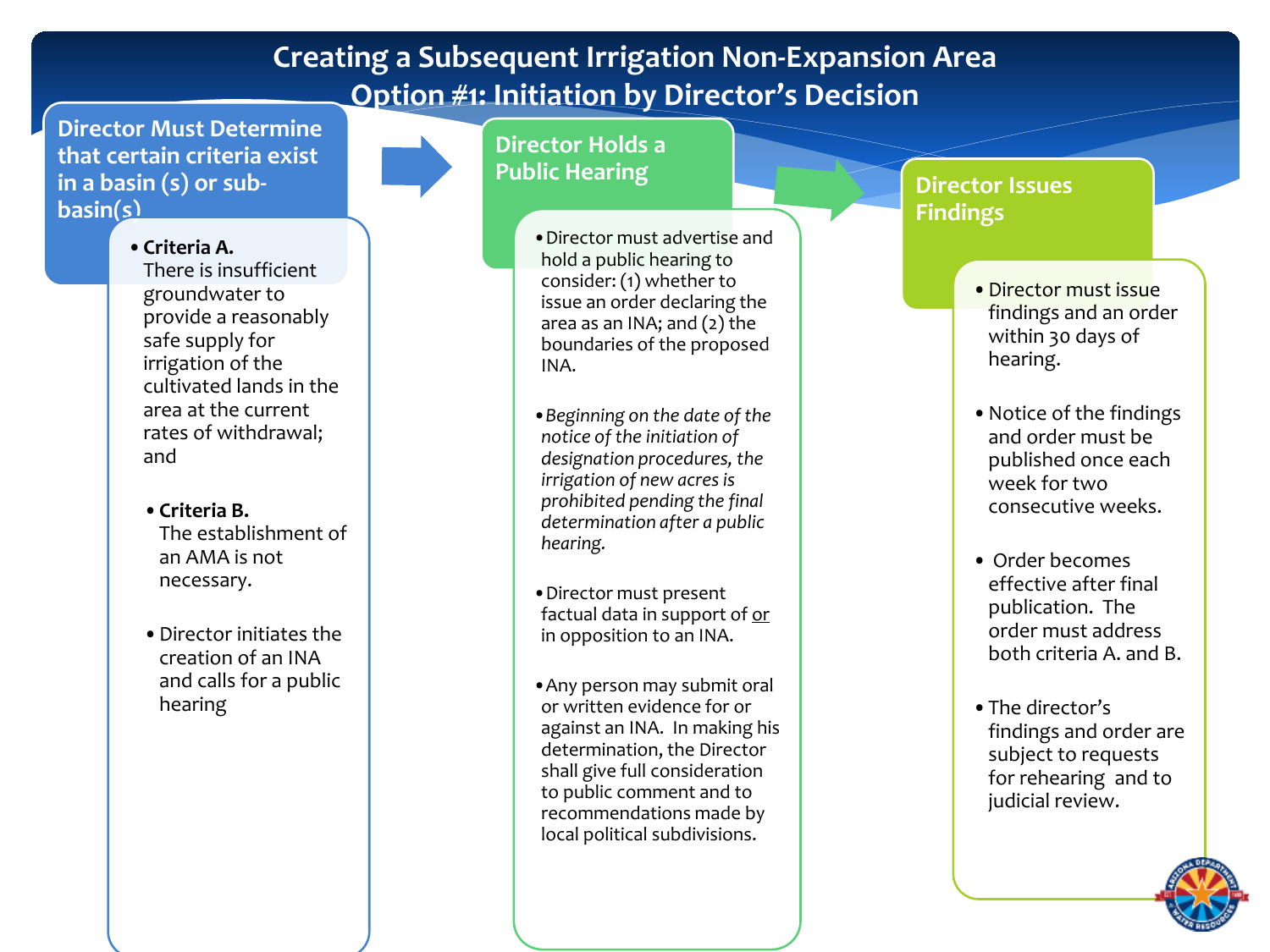# Creating a Subsequent Irrigation Non-Expansion Area
## Option #1: Initiation by Director's Decision

### Director Must Determine that certain criteria exist in a basin (s) or sub-basin(s)

- **Criteria A.** There is insufficient groundwater to provide a reasonably safe supply for irrigation of the cultivated lands in the area at the current rates of withdrawal; and
- **Criteria B.** The establishment of an AMA is not necessary.
- Director initiates the creation of an INA and calls for a public hearing

### Director Holds a Public Hearing

- Director must advertise and hold a public hearing to consider: (1) whether to issue an order declaring the area as an INA; and (2) the boundaries of the proposed INA.
- *Beginning on the date of the notice of the initiation of designation procedures, the irrigation of new acres is prohibited pending the final determination after a public hearing.*
- Director must present factual data in support of <u>or</u> in opposition to an INA.
- Any person may submit oral or written evidence for or against an INA. In making his determination, the Director shall give full consideration to public comment and to recommendations made by local political subdivisions.

### Director Issues Findings

- Director must issue findings and an order within 30 days of hearing.
- Notice of the findings and order must be published once each week for two consecutive weeks.
- Order becomes effective after final publication. The order must address both criteria A. and B.
- The director's findings and order are subject to requests for rehearing and to judicial review.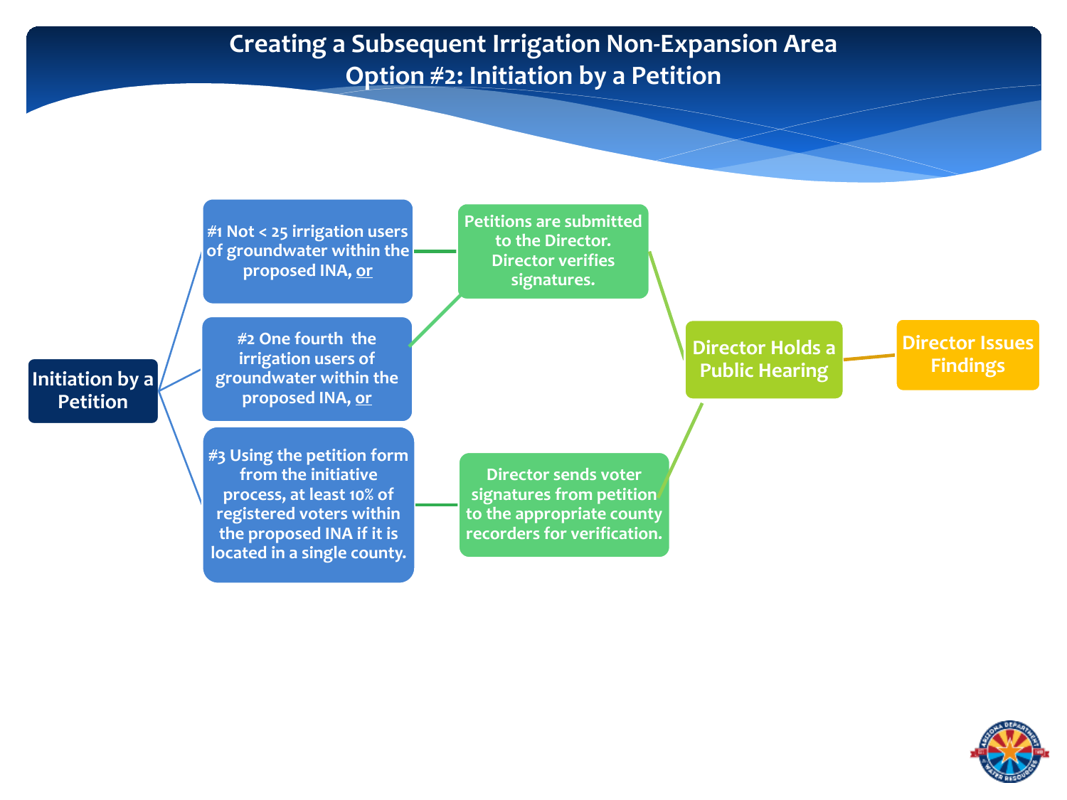# Creating a Subsequent Irrigation Non-Expansion Area
## Option #2: Initiation by a Petition

**Initiation by a Petition**

- **#1 Not < 25 irrigation users of groundwater within the proposed INA, <u>or</u>**
- **#2 One fourth the irrigation users of groundwater within the proposed INA, <u>or</u>**
- **#3 Using the petition form from the initiative process, at least 10% of registered voters within the proposed INA if it is located in a single county.**

**Petitions are submitted to the Director. Director verifies signatures.** (for #1 and #2)

**Director sends voter signatures from petition to the appropriate county recorders for verification.** (for #3)

**Director Holds a Public Hearing**

**Director Issues Findings**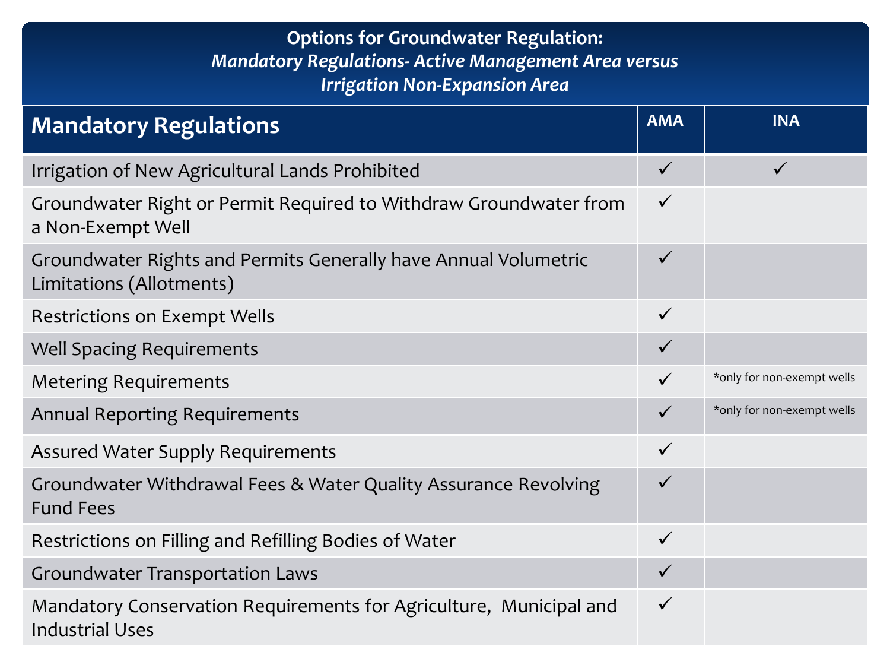# Options for Groundwater Regulation:

*Mandatory Regulations- Active Management Area versus Irrigation Non-Expansion Area*

| Mandatory Regulations | AMA | INA |
|---|---|---|
| Irrigation of New Agricultural Lands Prohibited | ✓ | ✓ |
| Groundwater Right or Permit Required to Withdraw Groundwater from a Non-Exempt Well | ✓ | |
| Groundwater Rights and Permits Generally have Annual Volumetric Limitations (Allotments) | ✓ | |
| Restrictions on Exempt Wells | ✓ | |
| Well Spacing Requirements | ✓ | |
| Metering Requirements | ✓ | *only for non-exempt wells |
| Annual Reporting Requirements | ✓ | *only for non-exempt wells |
| Assured Water Supply Requirements | ✓ | |
| Groundwater Withdrawal Fees & Water Quality Assurance Revolving Fund Fees | ✓ | |
| Restrictions on Filling and Refilling Bodies of Water | ✓ | |
| Groundwater Transportation Laws | ✓ | |
| Mandatory Conservation Requirements for Agriculture, Municipal and Industrial Uses | ✓ | |